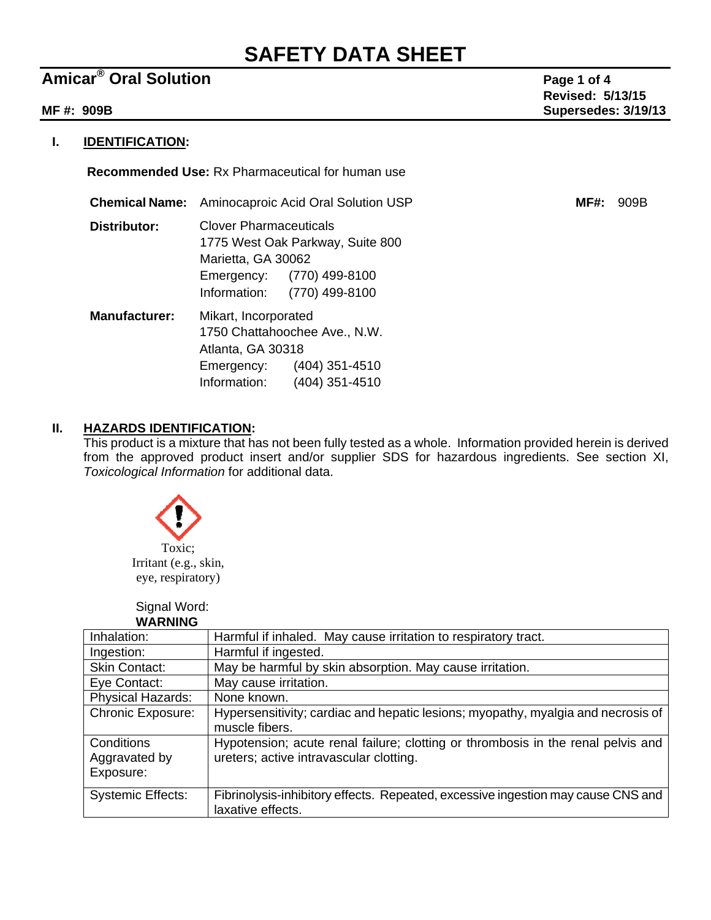# SAFETY DATA SHEET

## Amicar® Oral Solution

**MF #: 909B**

**Revised: 5/13/15**
**Supersedes: 3/19/13**

### I. IDENTIFICATION:

**Recommended Use:** Rx Pharmaceutical for human use

**Chemical Name:** Aminocaproic Acid Oral Solution USP **MF#:** 909B

**Distributor:**
Clover Pharmaceuticals
1775 West Oak Parkway, Suite 800
Marietta, GA 30062
Emergency: (770) 499-8100
Information: (770) 499-8100

**Manufacturer:**
Mikart, Incorporated
1750 Chattahoochee Ave., N.W.
Atlanta, GA 30318
Emergency: (404) 351-4510
Information: (404) 351-4510

### II. HAZARDS IDENTIFICATION:

This product is a mixture that has not been fully tested as a whole. Information provided herein is derived from the approved product insert and/or supplier SDS for hazardous ingredients. See section XI, *Toxicological Information* for additional data.

Toxic;
Irritant (e.g., skin, eye, respiratory)

Signal Word:
**WARNING**

| | |
|---|---|
| Inhalation: | Harmful if inhaled. May cause irritation to respiratory tract. |
| Ingestion: | Harmful if ingested. |
| Skin Contact: | May be harmful by skin absorption. May cause irritation. |
| Eye Contact: | May cause irritation. |
| Physical Hazards: | None known. |
| Chronic Exposure: | Hypersensitivity; cardiac and hepatic lesions; myopathy, myalgia and necrosis of muscle fibers. |
| Conditions Aggravated by Exposure: | Hypotension; acute renal failure; clotting or thrombosis in the renal pelvis and ureters; active intravascular clotting. |
| Systemic Effects: | Fibrinolysis-inhibitory effects. Repeated, excessive ingestion may cause CNS and laxative effects. |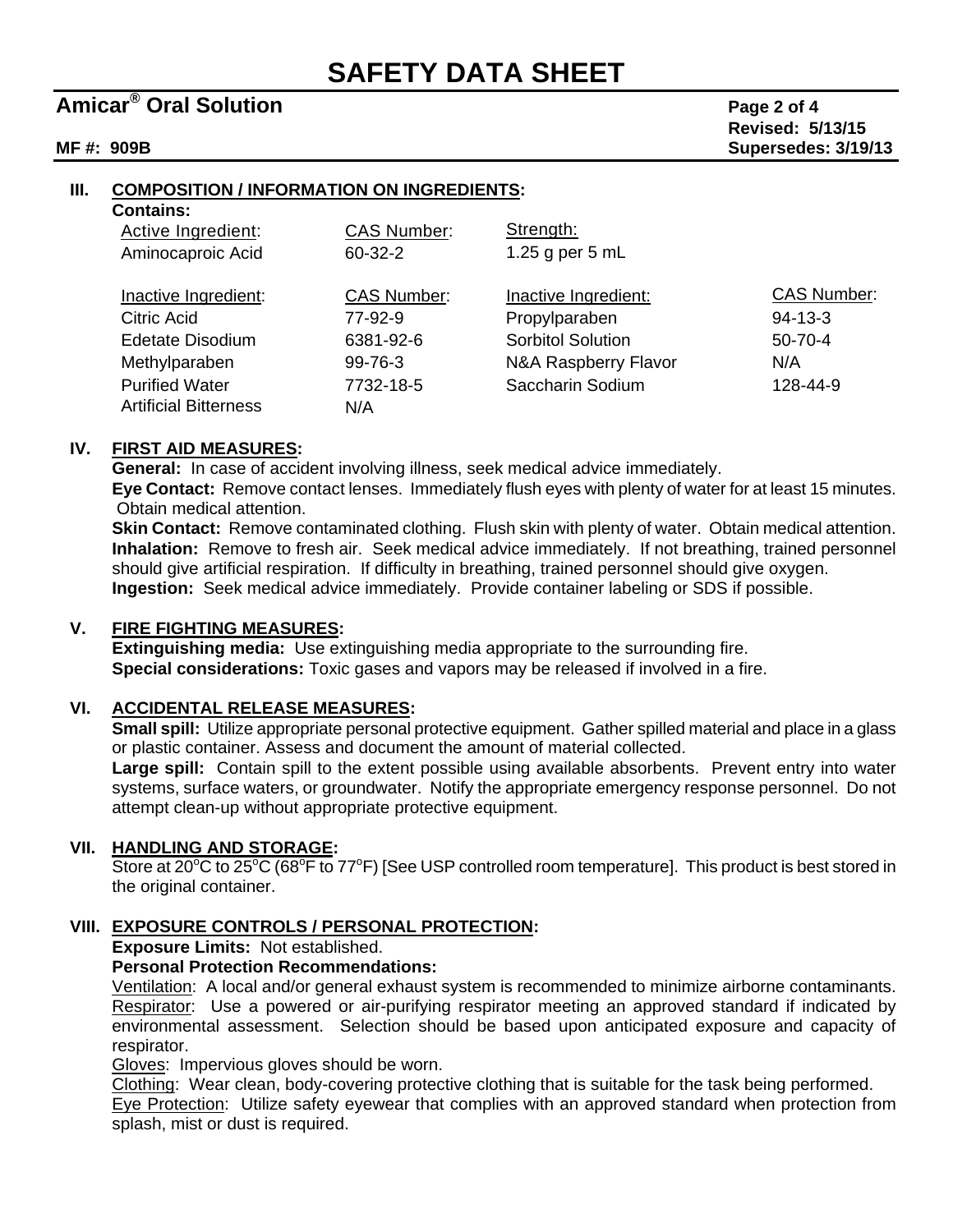## III. COMPOSITION / INFORMATION ON INGREDIENTS:

**Contains:**

| Active Ingredient: | CAS Number: | Strength: |
|---|---|---|
| Aminocaproic Acid | 60-32-2 | 1.25 g per 5 mL |

| Inactive Ingredient: | CAS Number: | Inactive Ingredient: | CAS Number: |
|---|---|---|---|
| Citric Acid | 77-92-9 | Propylparaben | 94-13-3 |
| Edetate Disodium | 6381-92-6 | Sorbitol Solution | 50-70-4 |
| Methylparaben | 99-76-3 | N&A Raspberry Flavor | N/A |
| Purified Water | 7732-18-5 | Saccharin Sodium | 128-44-9 |
| Artificial Bitterness | N/A | | |

## IV. FIRST AID MEASURES:

**General:** In case of accident involving illness, seek medical advice immediately.

**Eye Contact:** Remove contact lenses. Immediately flush eyes with plenty of water for at least 15 minutes. Obtain medical attention.

**Skin Contact:** Remove contaminated clothing. Flush skin with plenty of water. Obtain medical attention.

**Inhalation:** Remove to fresh air. Seek medical advice immediately. If not breathing, trained personnel should give artificial respiration. If difficulty in breathing, trained personnel should give oxygen.

**Ingestion:** Seek medical advice immediately. Provide container labeling or SDS if possible.

## V. FIRE FIGHTING MEASURES:

**Extinguishing media:** Use extinguishing media appropriate to the surrounding fire.

**Special considerations:** Toxic gases and vapors may be released if involved in a fire.

## VI. ACCIDENTAL RELEASE MEASURES:

**Small spill:** Utilize appropriate personal protective equipment. Gather spilled material and place in a glass or plastic container. Assess and document the amount of material collected.

**Large spill:** Contain spill to the extent possible using available absorbents. Prevent entry into water systems, surface waters, or groundwater. Notify the appropriate emergency response personnel. Do not attempt clean-up without appropriate protective equipment.

## VII. HANDLING AND STORAGE:

Store at 20°C to 25°C (68°F to 77°F) [See USP controlled room temperature]. This product is best stored in the original container.

## VIII. EXPOSURE CONTROLS / PERSONAL PROTECTION:

**Exposure Limits:** Not established.

**Personal Protection Recommendations:**

Ventilation: A local and/or general exhaust system is recommended to minimize airborne contaminants.

Respirator: Use a powered or air-purifying respirator meeting an approved standard if indicated by environmental assessment. Selection should be based upon anticipated exposure and capacity of respirator.

Gloves: Impervious gloves should be worn.

Clothing: Wear clean, body-covering protective clothing that is suitable for the task being performed.

Eye Protection: Utilize safety eyewear that complies with an approved standard when protection from splash, mist or dust is required.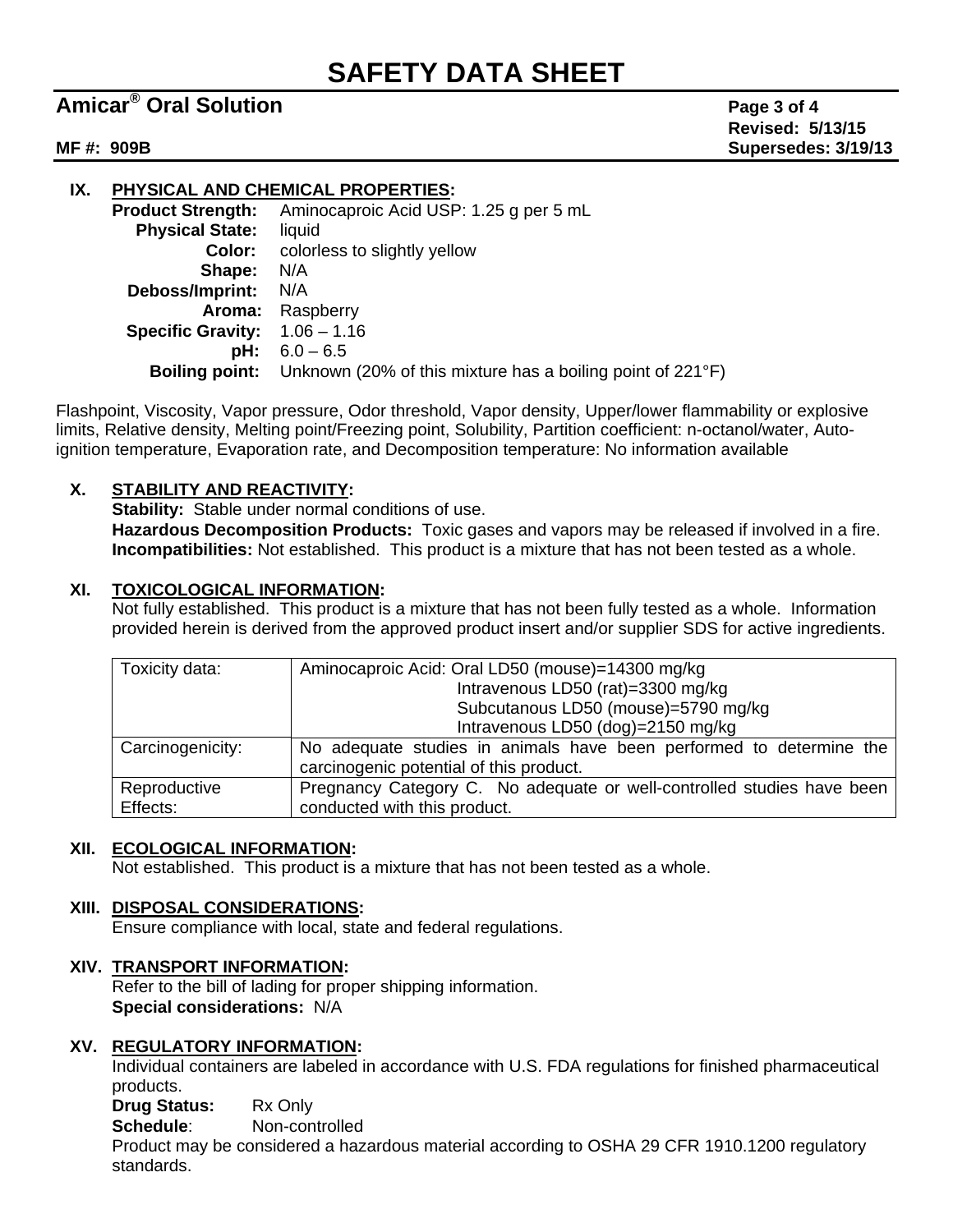## IX. PHYSICAL AND CHEMICAL PROPERTIES:

**Product Strength:** Aminocaproic Acid USP: 1.25 g per 5 mL
**Physical State:** liquid
**Color:** colorless to slightly yellow
**Shape:** N/A
**Deboss/Imprint:** N/A
**Aroma:** Raspberry
**Specific Gravity:** 1.06 – 1.16
**pH:** 6.0 – 6.5
**Boiling point:** Unknown (20% of this mixture has a boiling point of 221°F)

Flashpoint, Viscosity, Vapor pressure, Odor threshold, Vapor density, Upper/lower flammability or explosive limits, Relative density, Melting point/Freezing point, Solubility, Partition coefficient: n-octanol/water, Auto-ignition temperature, Evaporation rate, and Decomposition temperature: No information available

## X. STABILITY AND REACTIVITY:

**Stability:** Stable under normal conditions of use.
**Hazardous Decomposition Products:** Toxic gases and vapors may be released if involved in a fire.
**Incompatibilities:** Not established. This product is a mixture that has not been tested as a whole.

## XI. TOXICOLOGICAL INFORMATION:

Not fully established. This product is a mixture that has not been fully tested as a whole. Information provided herein is derived from the approved product insert and/or supplier SDS for active ingredients.

| | |
|---|---|
| Toxicity data: | Aminocaproic Acid: Oral LD50 (mouse)=14300 mg/kg<br>Intravenous LD50 (rat)=3300 mg/kg<br>Subcutanous LD50 (mouse)=5790 mg/kg<br>Intravenous LD50 (dog)=2150 mg/kg |
| Carcinogenicity: | No adequate studies in animals have been performed to determine the carcinogenic potential of this product. |
| Reproductive Effects: | Pregnancy Category C. No adequate or well-controlled studies have been conducted with this product. |

## XII. ECOLOGICAL INFORMATION:

Not established. This product is a mixture that has not been tested as a whole.

## XIII. DISPOSAL CONSIDERATIONS:

Ensure compliance with local, state and federal regulations.

## XIV. TRANSPORT INFORMATION:

Refer to the bill of lading for proper shipping information.
**Special considerations:** N/A

## XV. REGULATORY INFORMATION:

Individual containers are labeled in accordance with U.S. FDA regulations for finished pharmaceutical products.
**Drug Status:** Rx Only
**Schedule**: Non-controlled
Product may be considered a hazardous material according to OSHA 29 CFR 1910.1200 regulatory standards.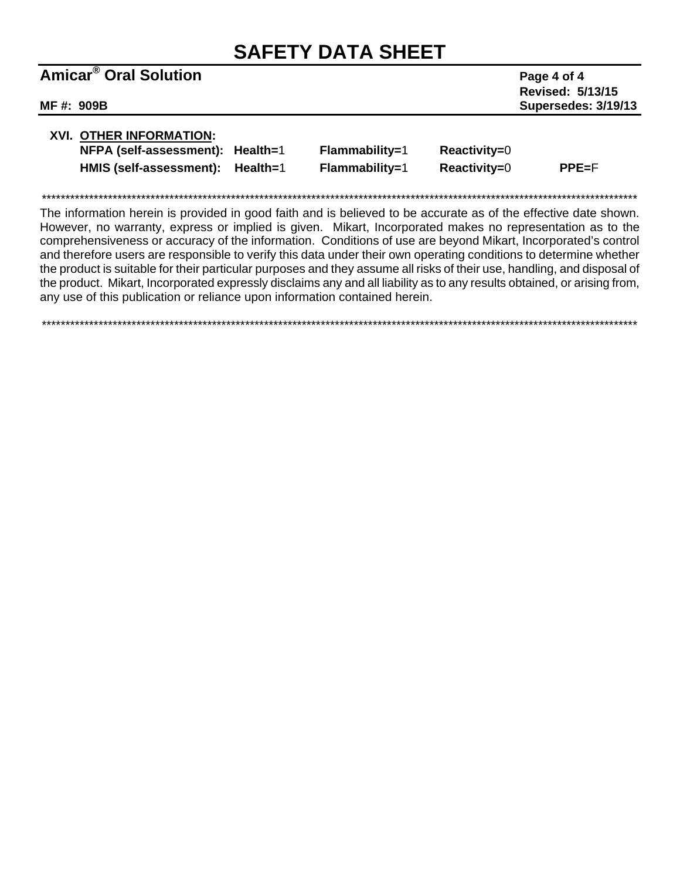### XVI. OTHER INFORMATION:

| | | | | |
|---|---|---|---|---|
| **NFPA (self-assessment):** | **Health=**1 | **Flammability=**1 | **Reactivity=**0 | |
| **HMIS (self-assessment):** | **Health=**1 | **Flammability=**1 | **Reactivity=**0 | **PPE=**F |

************************************************************************************************************************************

The information herein is provided in good faith and is believed to be accurate as of the effective date shown. However, no warranty, express or implied is given. Mikart, Incorporated makes no representation as to the comprehensiveness or accuracy of the information. Conditions of use are beyond Mikart, Incorporated's control and therefore users are responsible to verify this data under their own operating conditions to determine whether the product is suitable for their particular purposes and they assume all risks of their use, handling, and disposal of the product. Mikart, Incorporated expressly disclaims any and all liability as to any results obtained, or arising from, any use of this publication or reliance upon information contained herein.

************************************************************************************************************************************